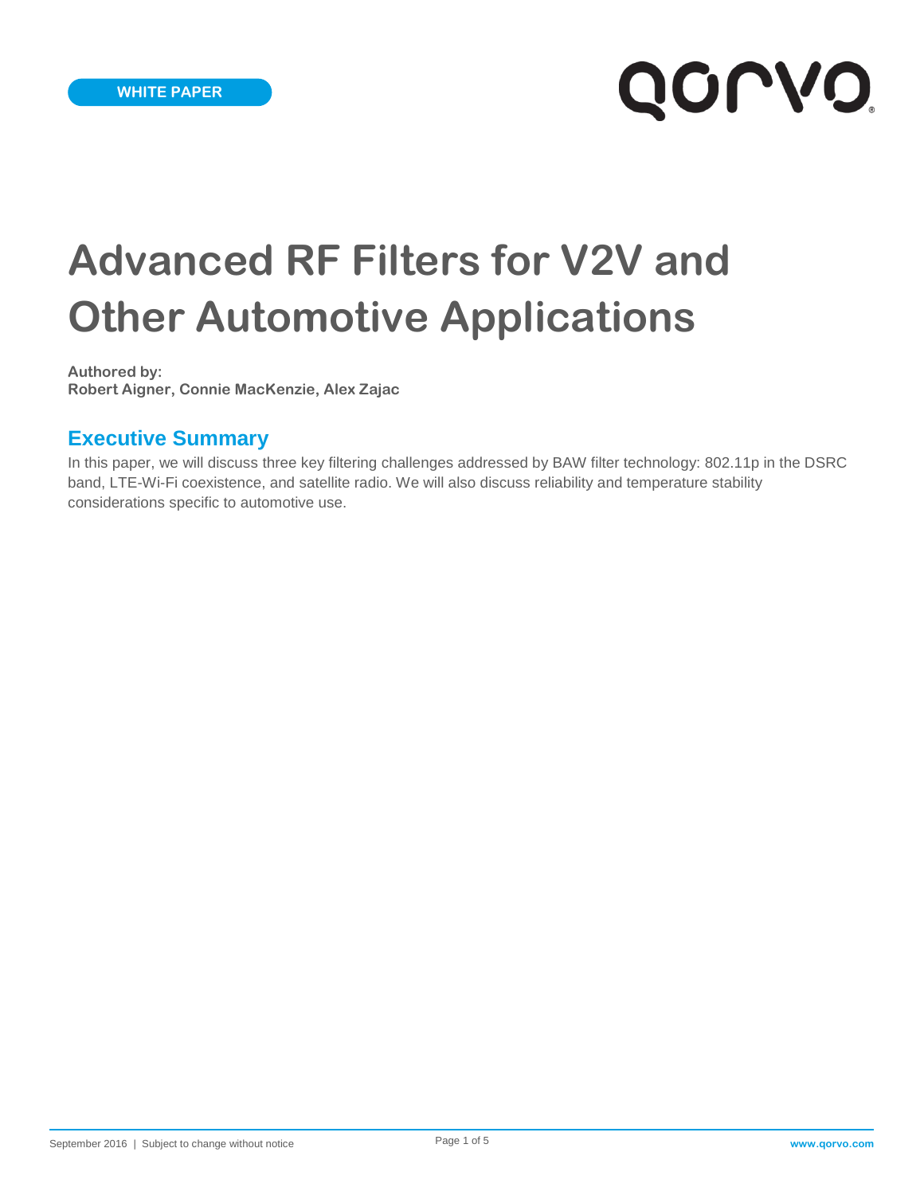WHITE PAPER

# Advanced RF Filters for V2V and Other Automotive Applications

**Authored by:**
**Robert Aigner, Connie MacKenzie, Alex Zajac**

## Executive Summary

In this paper, we will discuss three key filtering challenges addressed by BAW filter technology: 802.11p in the DSRC band, LTE-Wi-Fi coexistence, and satellite radio. We will also discuss reliability and temperature stability considerations specific to automotive use.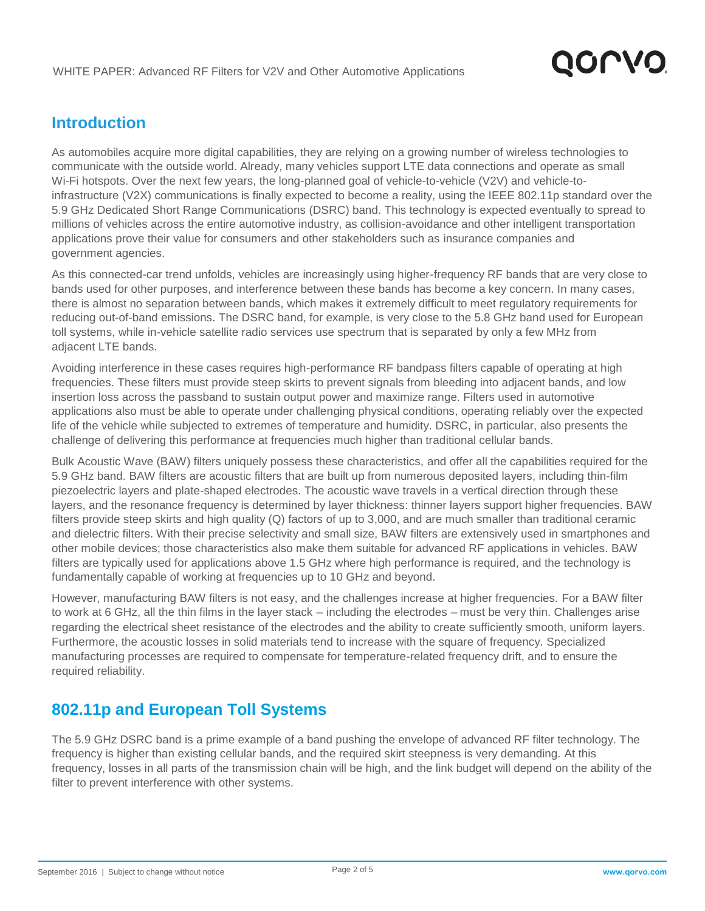## Introduction

As automobiles acquire more digital capabilities, they are relying on a growing number of wireless technologies to communicate with the outside world. Already, many vehicles support LTE data connections and operate as small Wi-Fi hotspots. Over the next few years, the long-planned goal of vehicle-to-vehicle (V2V) and vehicle-to-infrastructure (V2X) communications is finally expected to become a reality, using the IEEE 802.11p standard over the 5.9 GHz Dedicated Short Range Communications (DSRC) band. This technology is expected eventually to spread to millions of vehicles across the entire automotive industry, as collision-avoidance and other intelligent transportation applications prove their value for consumers and other stakeholders such as insurance companies and government agencies.

As this connected-car trend unfolds, vehicles are increasingly using higher-frequency RF bands that are very close to bands used for other purposes, and interference between these bands has become a key concern. In many cases, there is almost no separation between bands, which makes it extremely difficult to meet regulatory requirements for reducing out-of-band emissions. The DSRC band, for example, is very close to the 5.8 GHz band used for European toll systems, while in-vehicle satellite radio services use spectrum that is separated by only a few MHz from adjacent LTE bands.

Avoiding interference in these cases requires high-performance RF bandpass filters capable of operating at high frequencies. These filters must provide steep skirts to prevent signals from bleeding into adjacent bands, and low insertion loss across the passband to sustain output power and maximize range. Filters used in automotive applications also must be able to operate under challenging physical conditions, operating reliably over the expected life of the vehicle while subjected to extremes of temperature and humidity. DSRC, in particular, also presents the challenge of delivering this performance at frequencies much higher than traditional cellular bands.

Bulk Acoustic Wave (BAW) filters uniquely possess these characteristics, and offer all the capabilities required for the 5.9 GHz band. BAW filters are acoustic filters that are built up from numerous deposited layers, including thin-film piezoelectric layers and plate-shaped electrodes. The acoustic wave travels in a vertical direction through these layers, and the resonance frequency is determined by layer thickness: thinner layers support higher frequencies. BAW filters provide steep skirts and high quality (Q) factors of up to 3,000, and are much smaller than traditional ceramic and dielectric filters. With their precise selectivity and small size, BAW filters are extensively used in smartphones and other mobile devices; those characteristics also make them suitable for advanced RF applications in vehicles. BAW filters are typically used for applications above 1.5 GHz where high performance is required, and the technology is fundamentally capable of working at frequencies up to 10 GHz and beyond.

However, manufacturing BAW filters is not easy, and the challenges increase at higher frequencies. For a BAW filter to work at 6 GHz, all the thin films in the layer stack – including the electrodes – must be very thin. Challenges arise regarding the electrical sheet resistance of the electrodes and the ability to create sufficiently smooth, uniform layers. Furthermore, the acoustic losses in solid materials tend to increase with the square of frequency. Specialized manufacturing processes are required to compensate for temperature-related frequency drift, and to ensure the required reliability.

## 802.11p and European Toll Systems

The 5.9 GHz DSRC band is a prime example of a band pushing the envelope of advanced RF filter technology. The frequency is higher than existing cellular bands, and the required skirt steepness is very demanding. At this frequency, losses in all parts of the transmission chain will be high, and the link budget will depend on the ability of the filter to prevent interference with other systems.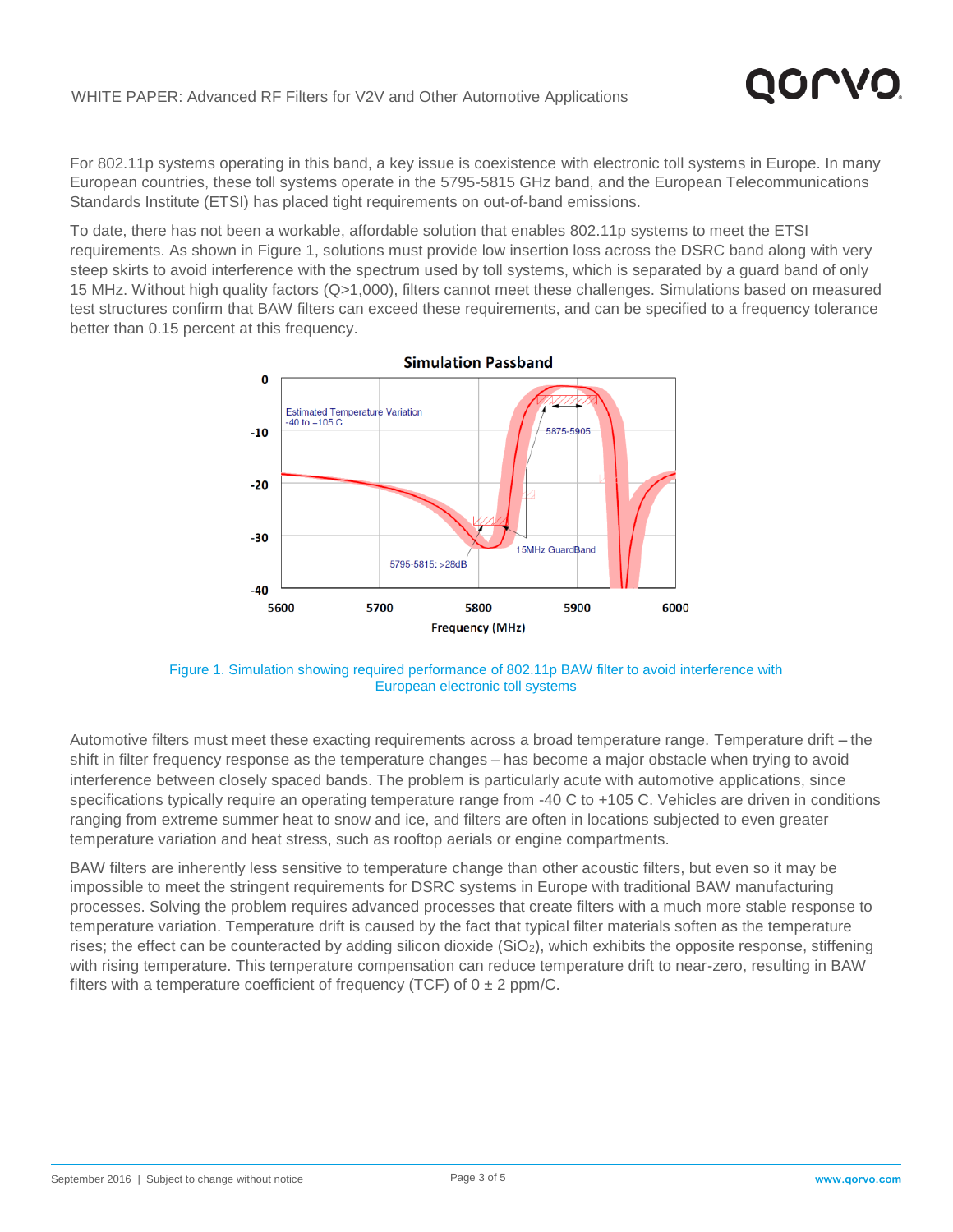For 802.11p systems operating in this band, a key issue is coexistence with electronic toll systems in Europe. In many European countries, these toll systems operate in the 5795-5815 GHz band, and the European Telecommunications Standards Institute (ETSI) has placed tight requirements on out-of-band emissions.

To date, there has not been a workable, affordable solution that enables 802.11p systems to meet the ETSI requirements. As shown in Figure 1, solutions must provide low insertion loss across the DSRC band along with very steep skirts to avoid interference with the spectrum used by toll systems, which is separated by a guard band of only 15 MHz. Without high quality factors (Q>1,000), filters cannot meet these challenges. Simulations based on measured test structures confirm that BAW filters can exceed these requirements, and can be specified to a frequency tolerance better than 0.15 percent at this frequency.

Figure 1. Simulation showing required performance of 802.11p BAW filter to avoid interference with European electronic toll systems

Automotive filters must meet these exacting requirements across a broad temperature range. Temperature drift – the shift in filter frequency response as the temperature changes – has become a major obstacle when trying to avoid interference between closely spaced bands. The problem is particularly acute with automotive applications, since specifications typically require an operating temperature range from -40 C to +105 C. Vehicles are driven in conditions ranging from extreme summer heat to snow and ice, and filters are often in locations subjected to even greater temperature variation and heat stress, such as rooftop aerials or engine compartments.

BAW filters are inherently less sensitive to temperature change than other acoustic filters, but even so it may be impossible to meet the stringent requirements for DSRC systems in Europe with traditional BAW manufacturing processes. Solving the problem requires advanced processes that create filters with a much more stable response to temperature variation. Temperature drift is caused by the fact that typical filter materials soften as the temperature rises; the effect can be counteracted by adding silicon dioxide ($SiO_2$), which exhibits the opposite response, stiffening with rising temperature. This temperature compensation can reduce temperature drift to near-zero, resulting in BAW filters with a temperature coefficient of frequency (TCF) of 0 ± 2 ppm/C.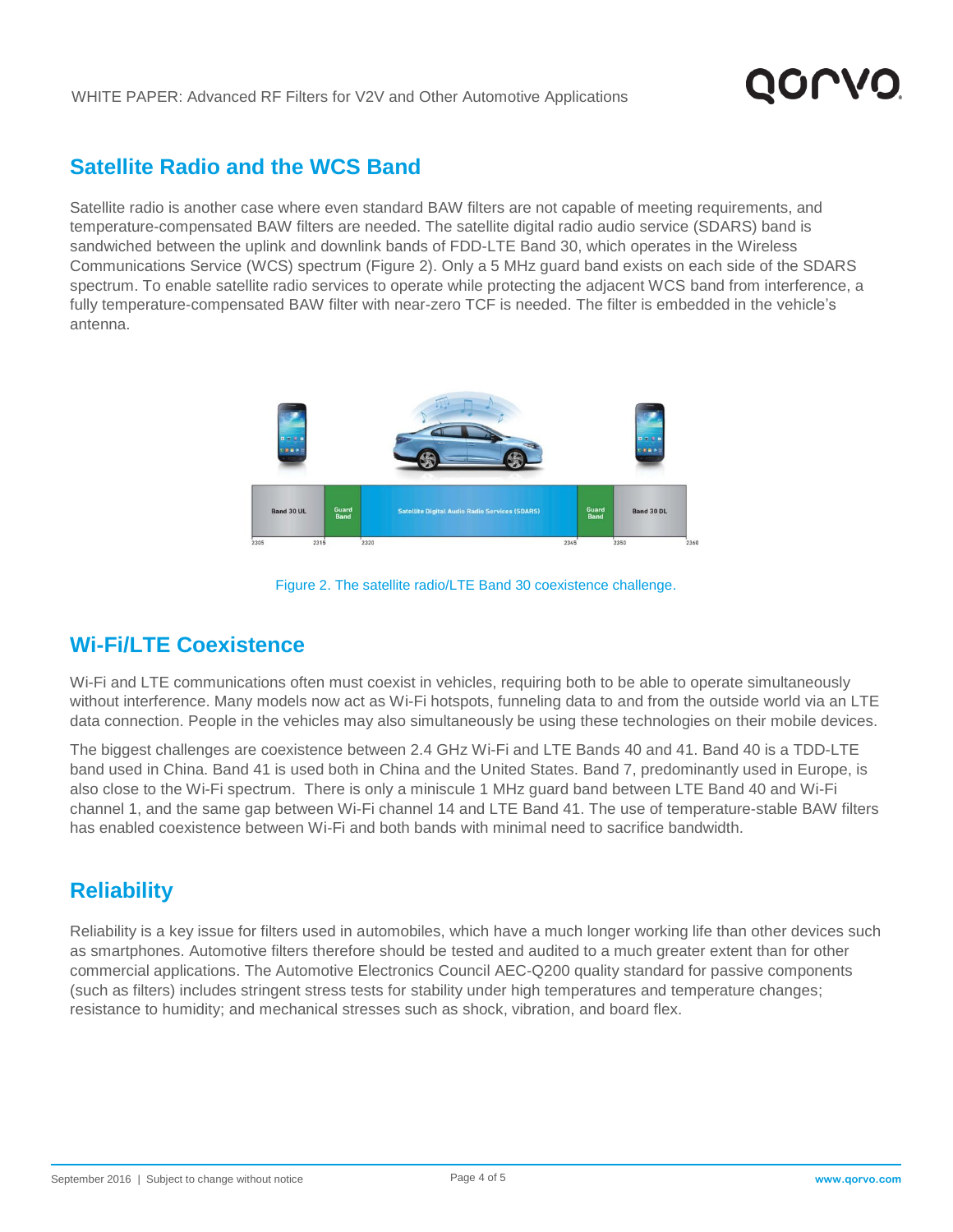## Satellite Radio and the WCS Band

Satellite radio is another case where even standard BAW filters are not capable of meeting requirements, and temperature-compensated BAW filters are needed. The satellite digital radio audio service (SDARS) band is sandwiched between the uplink and downlink bands of FDD-LTE Band 30, which operates in the Wireless Communications Service (WCS) spectrum (Figure 2). Only a 5 MHz guard band exists on each side of the SDARS spectrum. To enable satellite radio services to operate while protecting the adjacent WCS band from interference, a fully temperature-compensated BAW filter with near-zero TCF is needed. The filter is embedded in the vehicle's antenna.

Figure 2. The satellite radio/LTE Band 30 coexistence challenge.

## Wi-Fi/LTE Coexistence

Wi-Fi and LTE communications often must coexist in vehicles, requiring both to be able to operate simultaneously without interference. Many models now act as Wi-Fi hotspots, funneling data to and from the outside world via an LTE data connection. People in the vehicles may also simultaneously be using these technologies on their mobile devices.

The biggest challenges are coexistence between 2.4 GHz Wi-Fi and LTE Bands 40 and 41. Band 40 is a TDD-LTE band used in China. Band 41 is used both in China and the United States. Band 7, predominantly used in Europe, is also close to the Wi-Fi spectrum. There is only a miniscule 1 MHz guard band between LTE Band 40 and Wi-Fi channel 1, and the same gap between Wi-Fi channel 14 and LTE Band 41. The use of temperature-stable BAW filters has enabled coexistence between Wi-Fi and both bands with minimal need to sacrifice bandwidth.

## Reliability

Reliability is a key issue for filters used in automobiles, which have a much longer working life than other devices such as smartphones. Automotive filters therefore should be tested and audited to a much greater extent than for other commercial applications. The Automotive Electronics Council AEC-Q200 quality standard for passive components (such as filters) includes stringent stress tests for stability under high temperatures and temperature changes; resistance to humidity; and mechanical stresses such as shock, vibration, and board flex.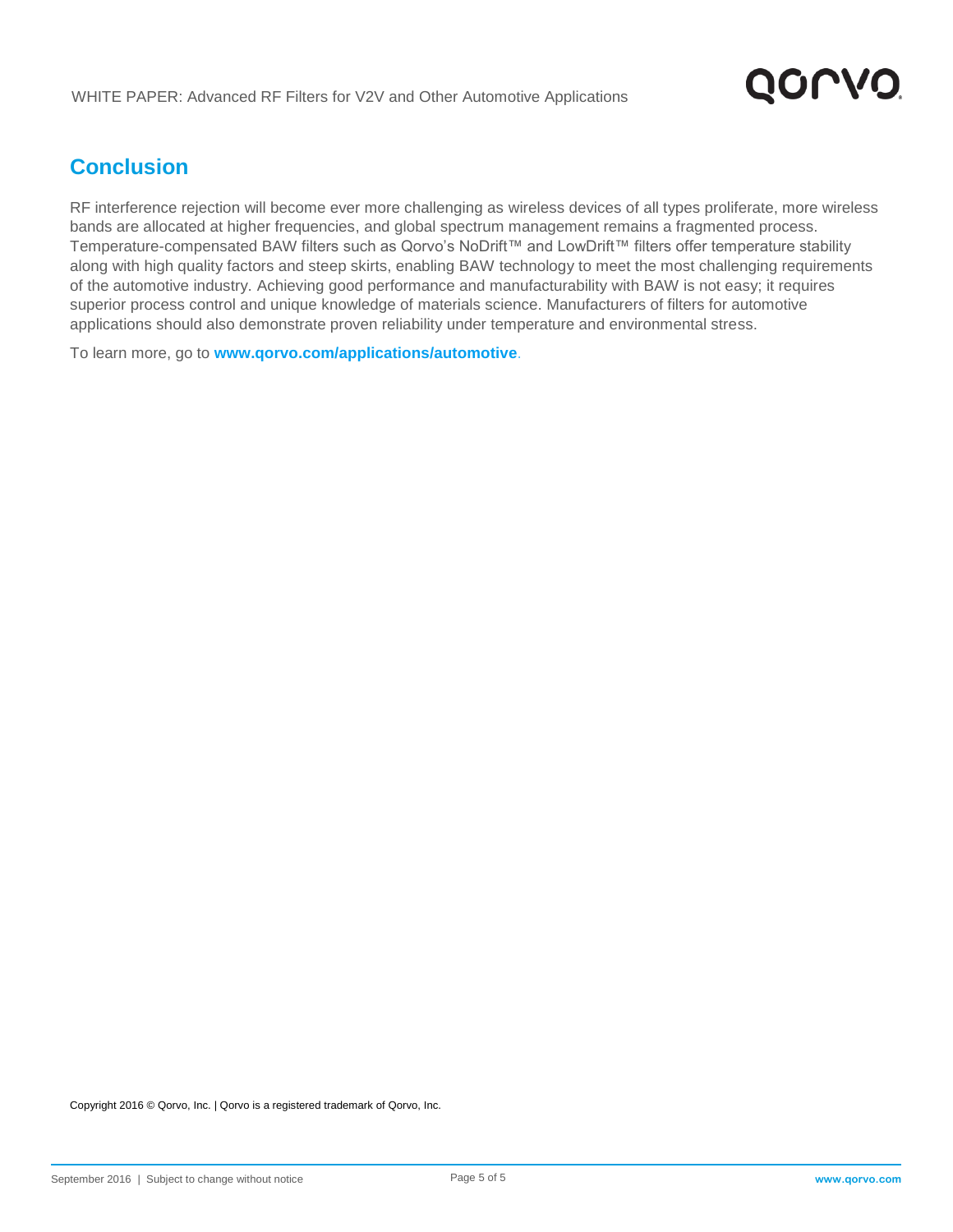## Conclusion

RF interference rejection will become ever more challenging as wireless devices of all types proliferate, more wireless bands are allocated at higher frequencies, and global spectrum management remains a fragmented process. Temperature-compensated BAW filters such as Qorvo's NoDrift™ and LowDrift™ filters offer temperature stability along with high quality factors and steep skirts, enabling BAW technology to meet the most challenging requirements of the automotive industry. Achieving good performance and manufacturability with BAW is not easy; it requires superior process control and unique knowledge of materials science. Manufacturers of filters for automotive applications should also demonstrate proven reliability under temperature and environmental stress.

To learn more, go to **www.qorvo.com/applications/automotive**.

Copyright 2016 © Qorvo, Inc. | Qorvo is a registered trademark of Qorvo, Inc.